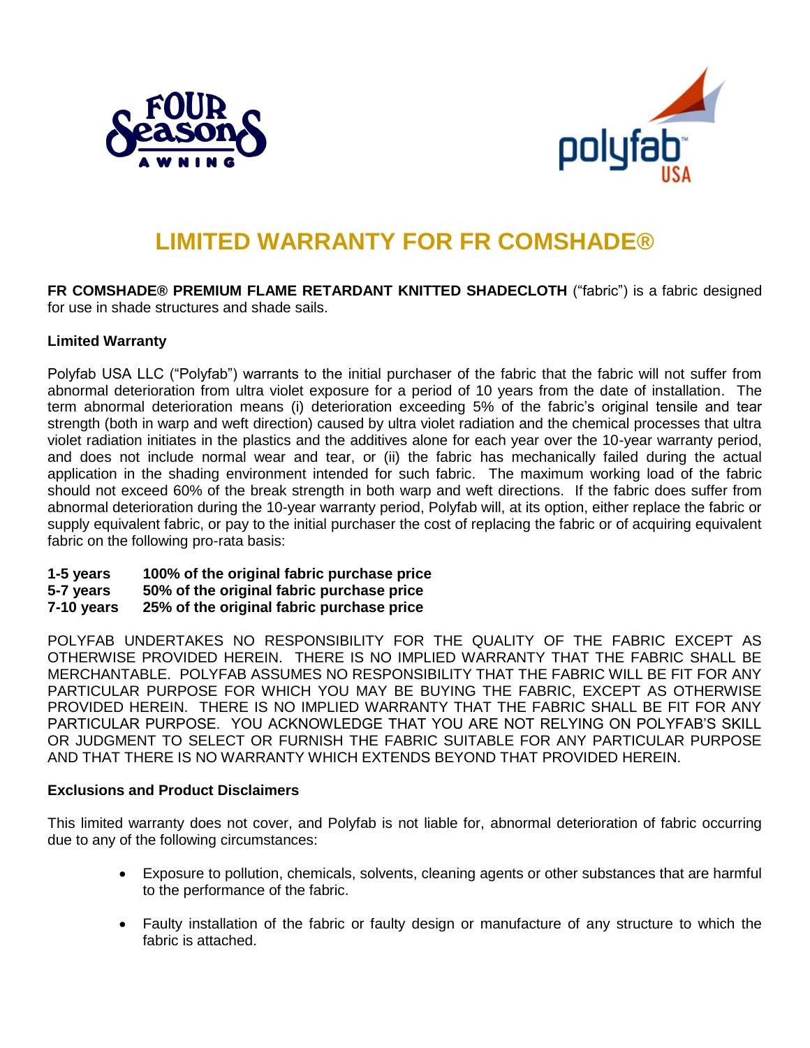# LIMITED WARRANTY FOR FR COMSHADE®

**FR COMSHADE® PREMIUM FLAME RETARDANT KNITTED SHADECLOTH** ("fabric") is a fabric designed for use in shade structures and shade sails.

**Limited Warranty**

Polyfab USA LLC ("Polyfab") warrants to the initial purchaser of the fabric that the fabric will not suffer from abnormal deterioration from ultra violet exposure for a period of 10 years from the date of installation. The term abnormal deterioration means (i) deterioration exceeding 5% of the fabric's original tensile and tear strength (both in warp and weft direction) caused by ultra violet radiation and the chemical processes that ultra violet radiation initiates in the plastics and the additives alone for each year over the 10-year warranty period, and does not include normal wear and tear, or (ii) the fabric has mechanically failed during the actual application in the shading environment intended for such fabric. The maximum working load of the fabric should not exceed 60% of the break strength in both warp and weft directions. If the fabric does suffer from abnormal deterioration during the 10-year warranty period, Polyfab will, at its option, either replace the fabric or supply equivalent fabric, or pay to the initial purchaser the cost of replacing the fabric or of acquiring equivalent fabric on the following pro-rata basis:

**1-5 years** **100% of the original fabric purchase price**
**5-7 years** **50% of the original fabric purchase price**
**7-10 years** **25% of the original fabric purchase price**

POLYFAB UNDERTAKES NO RESPONSIBILITY FOR THE QUALITY OF THE FABRIC EXCEPT AS OTHERWISE PROVIDED HEREIN. THERE IS NO IMPLIED WARRANTY THAT THE FABRIC SHALL BE MERCHANTABLE. POLYFAB ASSUMES NO RESPONSIBILITY THAT THE FABRIC WILL BE FIT FOR ANY PARTICULAR PURPOSE FOR WHICH YOU MAY BE BUYING THE FABRIC, EXCEPT AS OTHERWISE PROVIDED HEREIN. THERE IS NO IMPLIED WARRANTY THAT THE FABRIC SHALL BE FIT FOR ANY PARTICULAR PURPOSE. YOU ACKNOWLEDGE THAT YOU ARE NOT RELYING ON POLYFAB'S SKILL OR JUDGMENT TO SELECT OR FURNISH THE FABRIC SUITABLE FOR ANY PARTICULAR PURPOSE AND THAT THERE IS NO WARRANTY WHICH EXTENDS BEYOND THAT PROVIDED HEREIN.

**Exclusions and Product Disclaimers**

This limited warranty does not cover, and Polyfab is not liable for, abnormal deterioration of fabric occurring due to any of the following circumstances:

- Exposure to pollution, chemicals, solvents, cleaning agents or other substances that are harmful to the performance of the fabric.
- Faulty installation of the fabric or faulty design or manufacture of any structure to which the fabric is attached.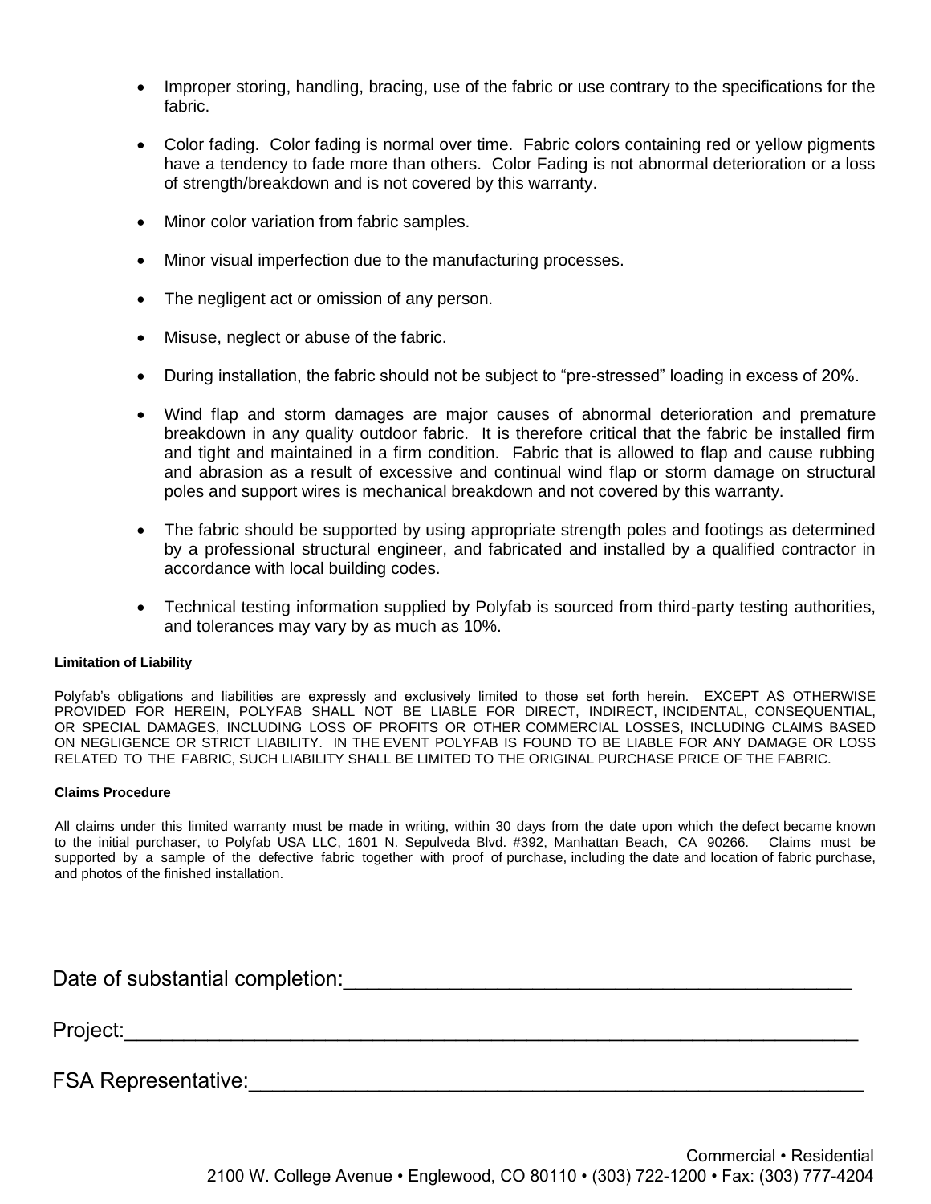- Improper storing, handling, bracing, use of the fabric or use contrary to the specifications for the fabric.
- Color fading. Color fading is normal over time. Fabric colors containing red or yellow pigments have a tendency to fade more than others. Color Fading is not abnormal deterioration or a loss of strength/breakdown and is not covered by this warranty.
- Minor color variation from fabric samples.
- Minor visual imperfection due to the manufacturing processes.
- The negligent act or omission of any person.
- Misuse, neglect or abuse of the fabric.
- During installation, the fabric should not be subject to "pre-stressed" loading in excess of 20%.
- Wind flap and storm damages are major causes of abnormal deterioration and premature breakdown in any quality outdoor fabric. It is therefore critical that the fabric be installed firm and tight and maintained in a firm condition. Fabric that is allowed to flap and cause rubbing and abrasion as a result of excessive and continual wind flap or storm damage on structural poles and support wires is mechanical breakdown and not covered by this warranty.
- The fabric should be supported by using appropriate strength poles and footings as determined by a professional structural engineer, and fabricated and installed by a qualified contractor in accordance with local building codes.
- Technical testing information supplied by Polyfab is sourced from third-party testing authorities, and tolerances may vary by as much as 10%.

**Limitation of Liability**

Polyfab's obligations and liabilities are expressly and exclusively limited to those set forth herein. EXCEPT AS OTHERWISE PROVIDED FOR HEREIN, POLYFAB SHALL NOT BE LIABLE FOR DIRECT, INDIRECT, INCIDENTAL, CONSEQUENTIAL, OR SPECIAL DAMAGES, INCLUDING LOSS OF PROFITS OR OTHER COMMERCIAL LOSSES, INCLUDING CLAIMS BASED ON NEGLIGENCE OR STRICT LIABILITY. IN THE EVENT POLYFAB IS FOUND TO BE LIABLE FOR ANY DAMAGE OR LOSS RELATED TO THE FABRIC, SUCH LIABILITY SHALL BE LIMITED TO THE ORIGINAL PURCHASE PRICE OF THE FABRIC.

**Claims Procedure**

All claims under this limited warranty must be made in writing, within 30 days from the date upon which the defect became known to the initial purchaser, to Polyfab USA LLC, 1601 N. Sepulveda Blvd. #392, Manhattan Beach, CA 90266. Claims must be supported by a sample of the defective fabric together with proof of purchase, including the date and location of fabric purchase, and photos of the finished installation.

Date of substantial completion:_______________________________________________

Project:_______________________________________________________________

FSA Representative:_____________________________________________________

Commercial • Residential
2100 W. College Avenue • Englewood, CO 80110 • (303) 722-1200 • Fax: (303) 777-4204